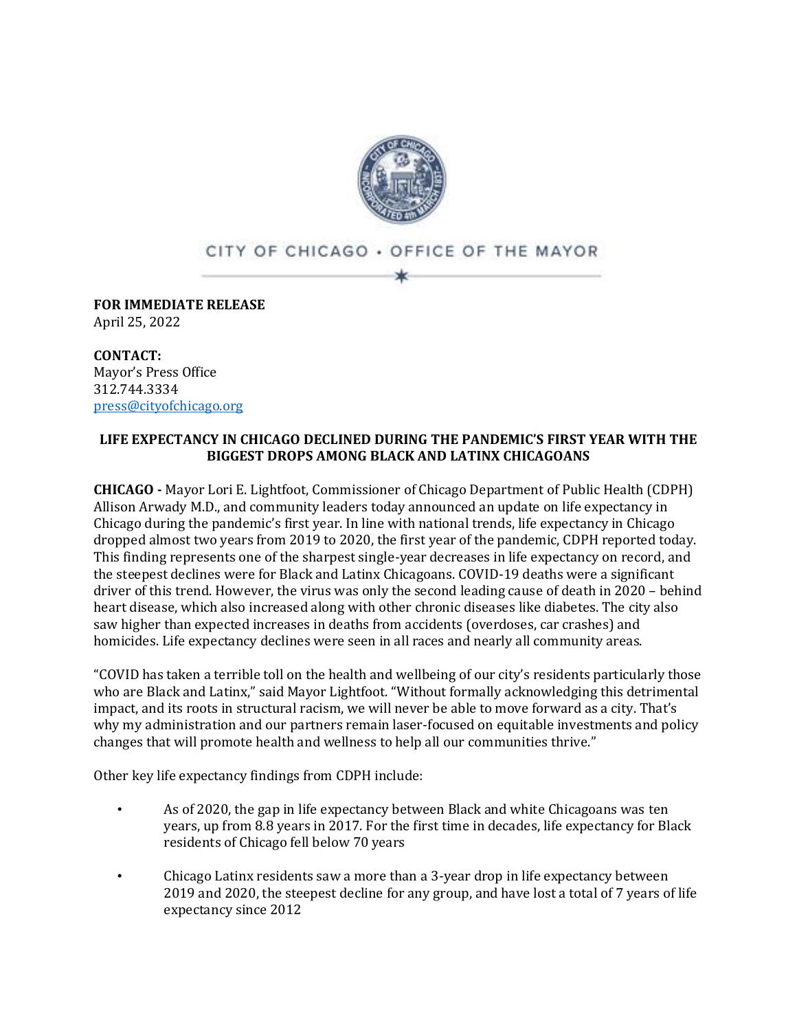CITY OF CHICAGO • OFFICE OF THE MAYOR

**FOR IMMEDIATE RELEASE**
April 25, 2022

**CONTACT:**
Mayor's Press Office
312.744.3334
press@cityofchicago.org

**LIFE EXPECTANCY IN CHICAGO DECLINED DURING THE PANDEMIC'S FIRST YEAR WITH THE BIGGEST DROPS AMONG BLACK AND LATINX CHICAGOANS**

**CHICAGO -** Mayor Lori E. Lightfoot, Commissioner of Chicago Department of Public Health (CDPH) Allison Arwady M.D., and community leaders today announced an update on life expectancy in Chicago during the pandemic's first year. In line with national trends, life expectancy in Chicago dropped almost two years from 2019 to 2020, the first year of the pandemic, CDPH reported today. This finding represents one of the sharpest single-year decreases in life expectancy on record, and the steepest declines were for Black and Latinx Chicagoans. COVID-19 deaths were a significant driver of this trend. However, the virus was only the second leading cause of death in 2020 – behind heart disease, which also increased along with other chronic diseases like diabetes. The city also saw higher than expected increases in deaths from accidents (overdoses, car crashes) and homicides. Life expectancy declines were seen in all races and nearly all community areas.

"COVID has taken a terrible toll on the health and wellbeing of our city's residents particularly those who are Black and Latinx," said Mayor Lightfoot. "Without formally acknowledging this detrimental impact, and its roots in structural racism, we will never be able to move forward as a city. That's why my administration and our partners remain laser-focused on equitable investments and policy changes that will promote health and wellness to help all our communities thrive."

Other key life expectancy findings from CDPH include:

- As of 2020, the gap in life expectancy between Black and white Chicagoans was ten years, up from 8.8 years in 2017. For the first time in decades, life expectancy for Black residents of Chicago fell below 70 years
- Chicago Latinx residents saw a more than a 3-year drop in life expectancy between 2019 and 2020, the steepest decline for any group, and have lost a total of 7 years of life expectancy since 2012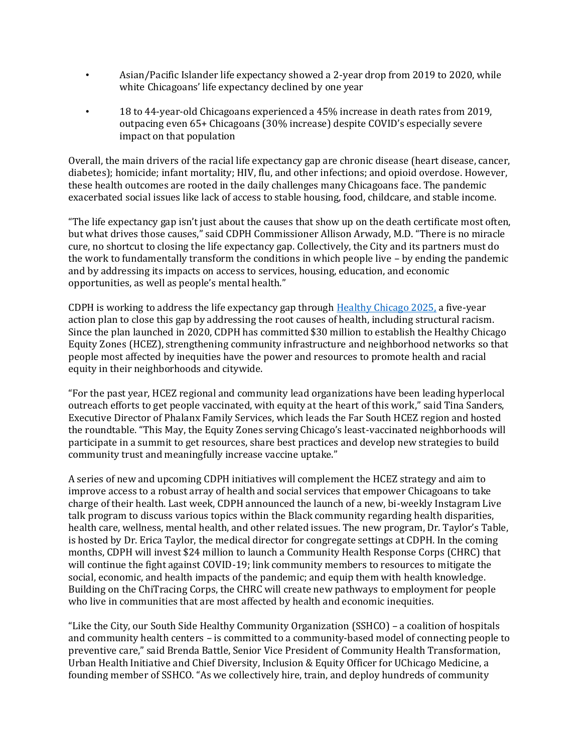- Asian/Pacific Islander life expectancy showed a 2-year drop from 2019 to 2020, while white Chicagoans' life expectancy declined by one year
- 18 to 44-year-old Chicagoans experienced a 45% increase in death rates from 2019, outpacing even 65+ Chicagoans (30% increase) despite COVID's especially severe impact on that population

Overall, the main drivers of the racial life expectancy gap are chronic disease (heart disease, cancer, diabetes); homicide; infant mortality; HIV, flu, and other infections; and opioid overdose. However, these health outcomes are rooted in the daily challenges many Chicagoans face. The pandemic exacerbated social issues like lack of access to stable housing, food, childcare, and stable income.

"The life expectancy gap isn't just about the causes that show up on the death certificate most often, but what drives those causes," said CDPH Commissioner Allison Arwady, M.D. "There is no miracle cure, no shortcut to closing the life expectancy gap. Collectively, the City and its partners must do the work to fundamentally transform the conditions in which people live – by ending the pandemic and by addressing its impacts on access to services, housing, education, and economic opportunities, as well as people's mental health."

CDPH is working to address the life expectancy gap through [Healthy Chicago 2025,](#) a five-year action plan to close this gap by addressing the root causes of health, including structural racism. Since the plan launched in 2020, CDPH has committed $30 million to establish the Healthy Chicago Equity Zones (HCEZ), strengthening community infrastructure and neighborhood networks so that people most affected by inequities have the power and resources to promote health and racial equity in their neighborhoods and citywide.

"For the past year, HCEZ regional and community lead organizations have been leading hyperlocal outreach efforts to get people vaccinated, with equity at the heart of this work," said Tina Sanders, Executive Director of Phalanx Family Services, which leads the Far South HCEZ region and hosted the roundtable. "This May, the Equity Zones serving Chicago's least-vaccinated neighborhoods will participate in a summit to get resources, share best practices and develop new strategies to build community trust and meaningfully increase vaccine uptake."

A series of new and upcoming CDPH initiatives will complement the HCEZ strategy and aim to improve access to a robust array of health and social services that empower Chicagoans to take charge of their health. Last week, CDPH announced the launch of a new, bi-weekly Instagram Live talk program to discuss various topics within the Black community regarding health disparities, health care, wellness, mental health, and other related issues. The new program, Dr. Taylor's Table, is hosted by Dr. Erica Taylor, the medical director for congregate settings at CDPH. In the coming months, CDPH will invest $24 million to launch a Community Health Response Corps (CHRC) that will continue the fight against COVID-19; link community members to resources to mitigate the social, economic, and health impacts of the pandemic; and equip them with health knowledge. Building on the ChiTracing Corps, the CHRC will create new pathways to employment for people who live in communities that are most affected by health and economic inequities.

"Like the City, our South Side Healthy Community Organization (SSHCO) – a coalition of hospitals and community health centers – is committed to a community-based model of connecting people to preventive care," said Brenda Battle, Senior Vice President of Community Health Transformation, Urban Health Initiative and Chief Diversity, Inclusion & Equity Officer for UChicago Medicine, a founding member of SSHCO. "As we collectively hire, train, and deploy hundreds of community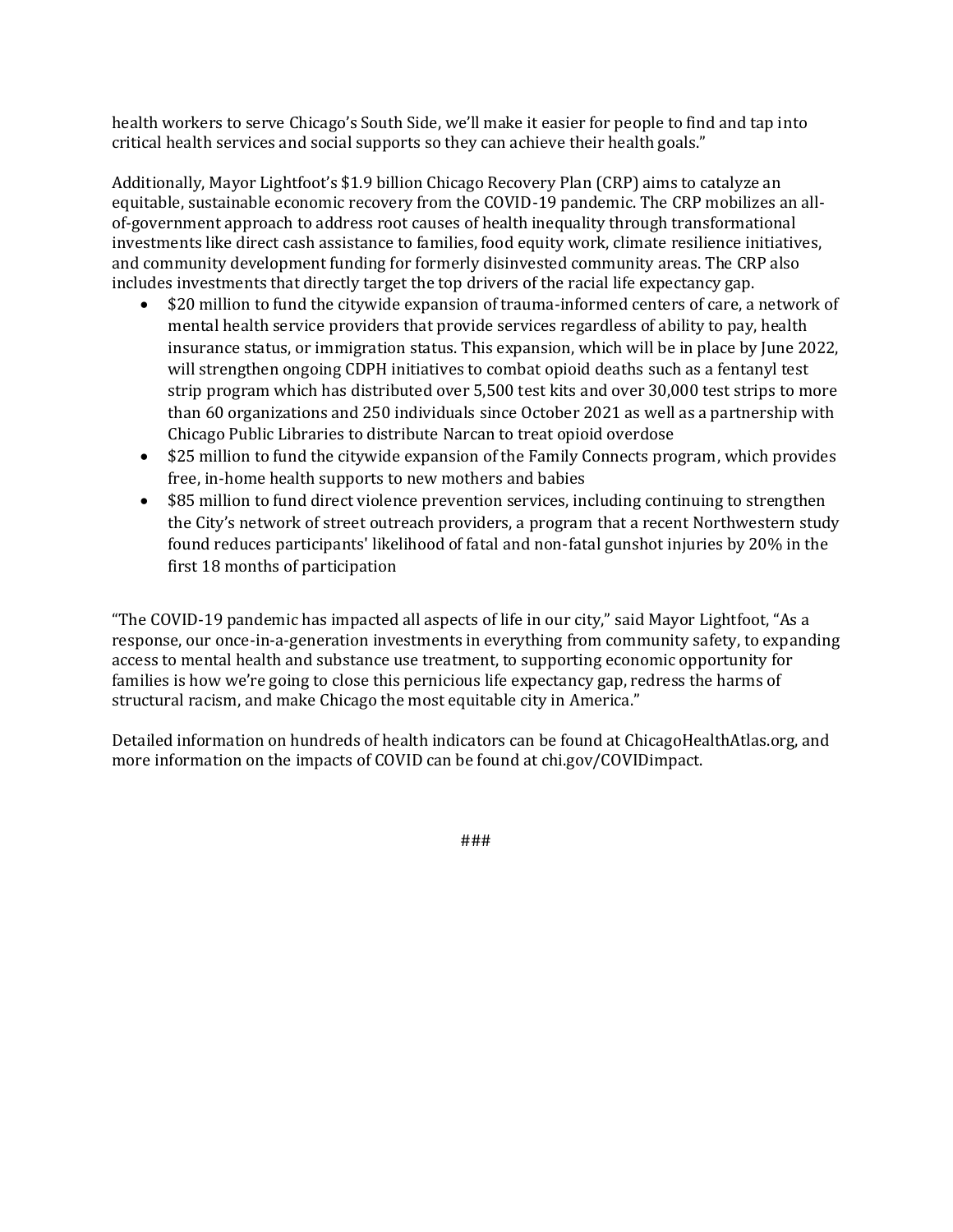health workers to serve Chicago's South Side, we'll make it easier for people to find and tap into critical health services and social supports so they can achieve their health goals."

Additionally, Mayor Lightfoot's $1.9 billion Chicago Recovery Plan (CRP) aims to catalyze an equitable, sustainable economic recovery from the COVID-19 pandemic. The CRP mobilizes an all-of-government approach to address root causes of health inequality through transformational investments like direct cash assistance to families, food equity work, climate resilience initiatives, and community development funding for formerly disinvested community areas. The CRP also includes investments that directly target the top drivers of the racial life expectancy gap.

- $20 million to fund the citywide expansion of trauma-informed centers of care, a network of mental health service providers that provide services regardless of ability to pay, health insurance status, or immigration status. This expansion, which will be in place by June 2022, will strengthen ongoing CDPH initiatives to combat opioid deaths such as a fentanyl test strip program which has distributed over 5,500 test kits and over 30,000 test strips to more than 60 organizations and 250 individuals since October 2021 as well as a partnership with Chicago Public Libraries to distribute Narcan to treat opioid overdose
- $25 million to fund the citywide expansion of the Family Connects program, which provides free, in-home health supports to new mothers and babies
- $85 million to fund direct violence prevention services, including continuing to strengthen the City's network of street outreach providers, a program that a recent Northwestern study found reduces participants' likelihood of fatal and non-fatal gunshot injuries by 20% in the first 18 months of participation

"The COVID-19 pandemic has impacted all aspects of life in our city," said Mayor Lightfoot, "As a response, our once-in-a-generation investments in everything from community safety, to expanding access to mental health and substance use treatment, to supporting economic opportunity for families is how we're going to close this pernicious life expectancy gap, redress the harms of structural racism, and make Chicago the most equitable city in America."

Detailed information on hundreds of health indicators can be found at ChicagoHealthAtlas.org, and more information on the impacts of COVID can be found at chi.gov/COVIDimpact.

###